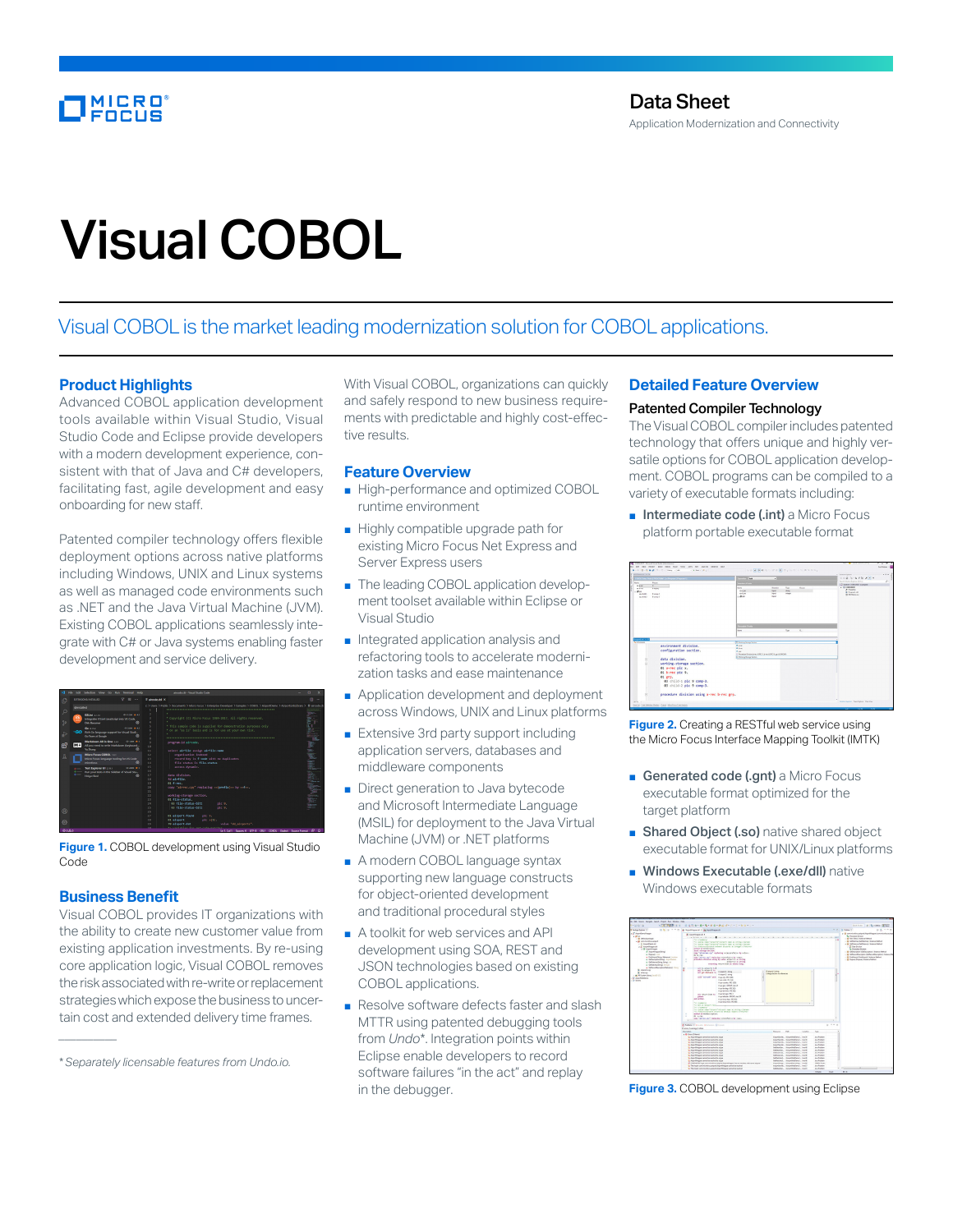# Visual COBOL

Visual COBOL is the market leading modernization solution for COBOL applications.

## Product Highlights

Advanced COBOL application development tools available within Visual Studio, Visual Studio Code and Eclipse provide developers with a modern development experience, consistent with that of Java and C# developers, facilitating fast, agile development and easy onboarding for new staff.

Patented compiler technology offers flexible deployment options across native platforms including Windows, UNIX and Linux systems as well as managed code environments such as .NET and the Java Virtual Machine (JVM). Existing COBOL applications seamlessly integrate with C# or Java systems enabling faster development and service delivery.

**Figure 1.** COBOL development using Visual Studio Code

## Business Benefit

Visual COBOL provides IT organizations with the ability to create new customer value from existing application investments. By re-using core application logic, Visual COBOL removes the risk associated with re-write or replacement strategies which expose the business to uncertain cost and extended delivery time frames.

With Visual COBOL, organizations can quickly and safely respond to new business requirements with predictable and highly cost-effective results.

## Feature Overview

- High-performance and optimized COBOL runtime environment
- Highly compatible upgrade path for existing Micro Focus Net Express and Server Express users
- The leading COBOL application development toolset available within Eclipse or Visual Studio
- Integrated application analysis and refactoring tools to accelerate modernization tasks and ease maintenance
- Application development and deployment across Windows, UNIX and Linux platforms
- Extensive 3rd party support including application servers, databases and middleware components
- Direct generation to Java bytecode and Microsoft Intermediate Language (MSIL) for deployment to the Java Virtual Machine (JVM) or .NET platforms
- A modern COBOL language syntax supporting new language constructs for object-oriented development and traditional procedural styles
- A toolkit for web services and API development using SOA, REST and JSON technologies based on existing COBOL applications.
- Resolve software defects faster and slash MTTR using patented debugging tools from *Undo*\*. Integration points within Eclipse enable developers to record software failures "in the act" and replay in the debugger.

## Detailed Feature Overview

### Patented Compiler Technology

The Visual COBOL compiler includes patented technology that offers unique and highly versatile options for COBOL application development. COBOL programs can be compiled to a variety of executable formats including:

- **Intermediate code (.int)** a Micro Focus platform portable executable format

**Figure 2.** Creating a RESTful web service using the Micro Focus Interface Mapping Toolkit (IMTK)

- **Generated code (.gnt)** a Micro Focus executable format optimized for the target platform
- **Shared Object (.so)** native shared object executable format for UNIX/Linux platforms
- **Windows Executable (.exe/dll)** native Windows executable formats

**Figure 3.** COBOL development using Eclipse

\* *Separately licensable features from Undo.io.*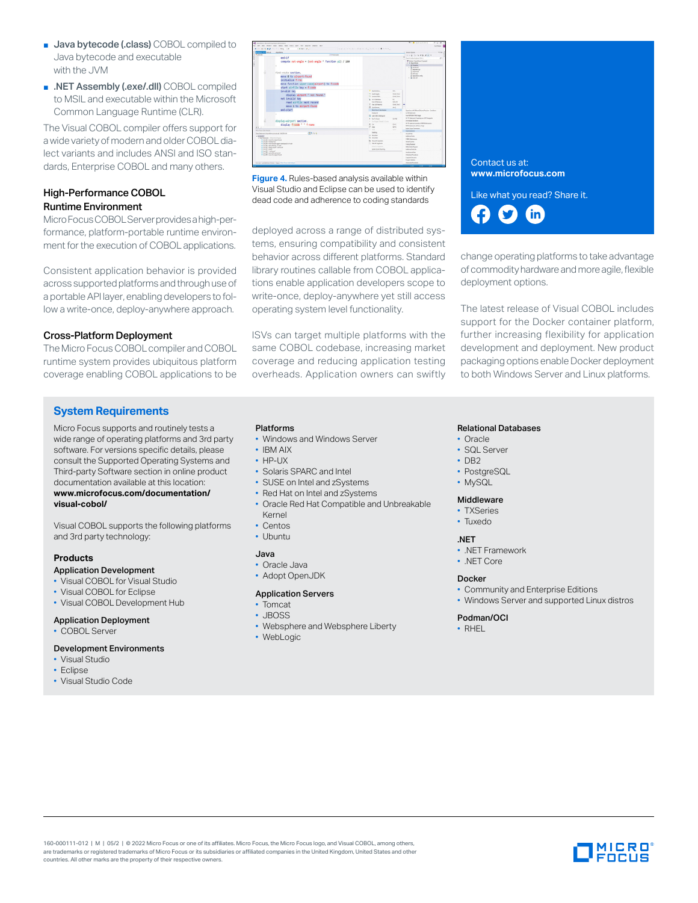- **Java bytecode (.class)** COBOL compiled to Java bytecode and executable with the JVM
- **.NET Assembly (.exe/.dll)** COBOL compiled to MSIL and executable within the Microsoft Common Language Runtime (CLR).

The Visual COBOL compiler offers support for a wide variety of modern and older COBOL dialect variants and includes ANSI and ISO standards, Enterprise COBOL and many others.

### High-Performance COBOL Runtime Environment

Micro Focus COBOL Server provides a high-performance, platform-portable runtime environment for the execution of COBOL applications.

Consistent application behavior is provided across supported platforms and through use of a portable API layer, enabling developers to follow a write-once, deploy-anywhere approach.

### Cross-Platform Deployment

The Micro Focus COBOL compiler and COBOL runtime system provides ubiquitous platform coverage enabling COBOL applications to be deployed across a range of distributed systems, ensuring compatibility and consistent behavior across different platforms. Standard library routines callable from COBOL applications enable application developers scope to write-once, deploy-anywhere yet still access operating system level functionality.

**Figure 4.** Rules-based analysis available within Visual Studio and Eclipse can be used to identify dead code and adherence to coding standards

ISVs can target multiple platforms with the same COBOL codebase, increasing market coverage and reducing application testing overheads. Application owners can swiftly change operating platforms to take advantage of commodity hardware and more agile, flexible deployment options.

The latest release of Visual COBOL includes support for the Docker container platform, further increasing flexibility for application development and deployment. New product packaging options enable Docker deployment to both Windows Server and Linux platforms.

Contact us at:
**www.microfocus.com**

Like what you read? Share it.

## System Requirements

Micro Focus supports and routinely tests a wide range of operating platforms and 3rd party software. For versions specific details, please consult the Supported Operating Systems and Third-party Software section in online product documentation available at this location: **www.microfocus.com/documentation/visual-cobol/**

Visual COBOL supports the following platforms and 3rd party technology:

### Products

**Application Development**
- Visual COBOL for Visual Studio
- Visual COBOL for Eclipse
- Visual COBOL Development Hub

**Application Deployment**
- COBOL Server

**Development Environments**
- Visual Studio
- Eclipse
- Visual Studio Code

**Platforms**
- Windows and Windows Server
- IBM AIX
- HP-UX
- Solaris SPARC and Intel
- SUSE on Intel and zSystems
- Red Hat on Intel and zSystems
- Oracle Red Hat Compatible and Unbreakable Kernel
- Centos
- Ubuntu

**Java**
- Oracle Java
- Adopt OpenJDK

**Application Servers**
- Tomcat
- JBOSS
- Websphere and Websphere Liberty
- WebLogic

**Relational Databases**
- Oracle
- SQL Server
- DB2
- PostgreSQL
- MySQL

**Middleware**
- TXSeries
- Tuxedo

**.NET**
- .NET Framework
- .NET Core

**Docker**
- Community and Enterprise Editions
- Windows Server and supported Linux distros

**Podman/OCI**
- RHEL

160-000111-012 | M | 05/2 | © 2022 Micro Focus or one of its affiliates. Micro Focus, the Micro Focus logo, and Visual COBOL, among others, are trademarks or registered trademarks of Micro Focus or its subsidiaries or affiliated companies in the United Kingdom, United States and other countries. All other marks are the property of their respective owners.